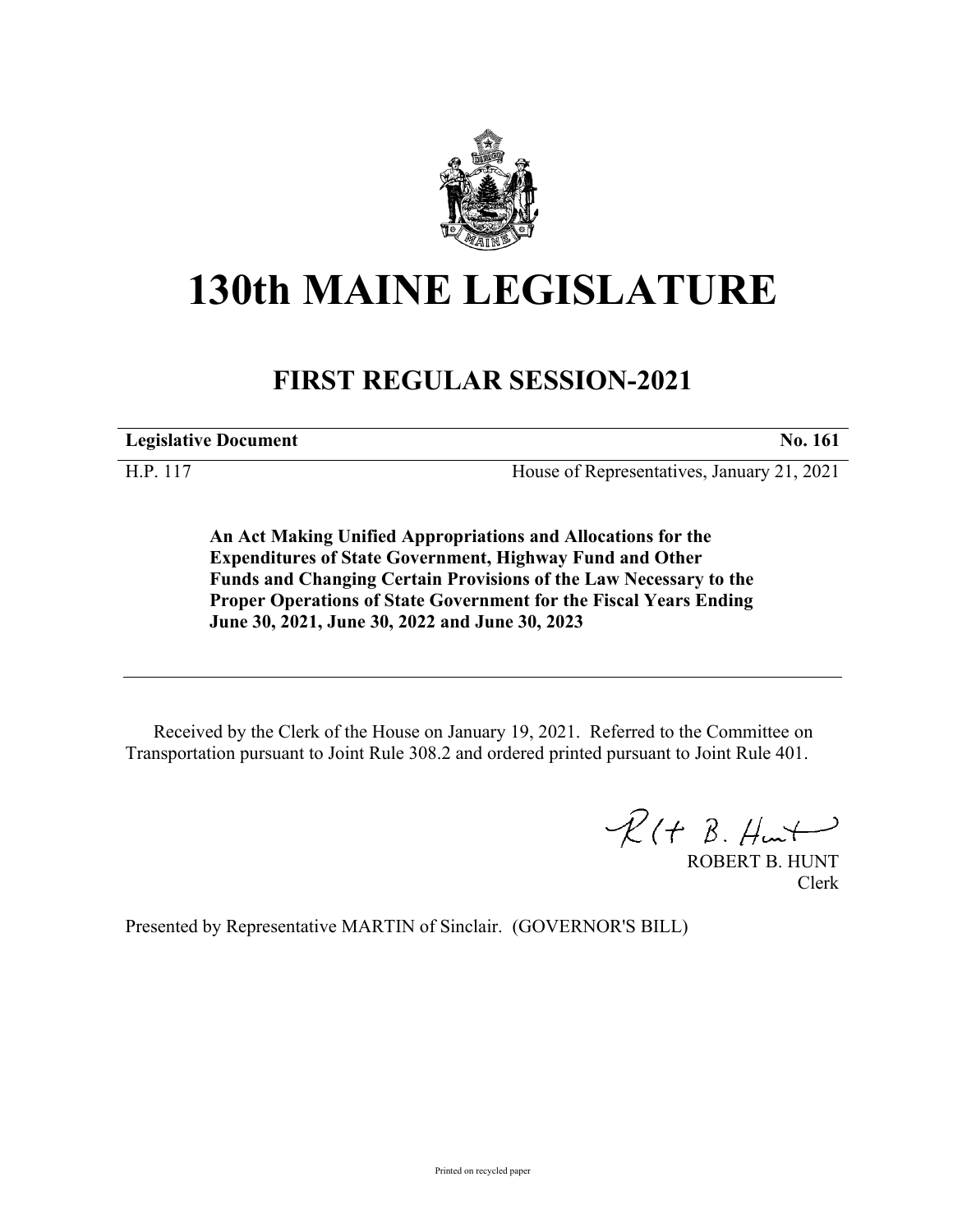# 130th MAINE LEGISLATURE

## FIRST REGULAR SESSION-2021

| **Legislative Document** | **No. 161** |
|---|---|
| H.P. 117 | House of Representatives, January 21, 2021 |

**An Act Making Unified Appropriations and Allocations for the Expenditures of State Government, Highway Fund and Other Funds and Changing Certain Provisions of the Law Necessary to the Proper Operations of State Government for the Fiscal Years Ending June 30, 2021, June 30, 2022 and June 30, 2023**

Received by the Clerk of the House on January 19, 2021. Referred to the Committee on Transportation pursuant to Joint Rule 308.2 and ordered printed pursuant to Joint Rule 401.

ROBERT B. HUNT
Clerk

Presented by Representative MARTIN of Sinclair. (GOVERNOR'S BILL)

Printed on recycled paper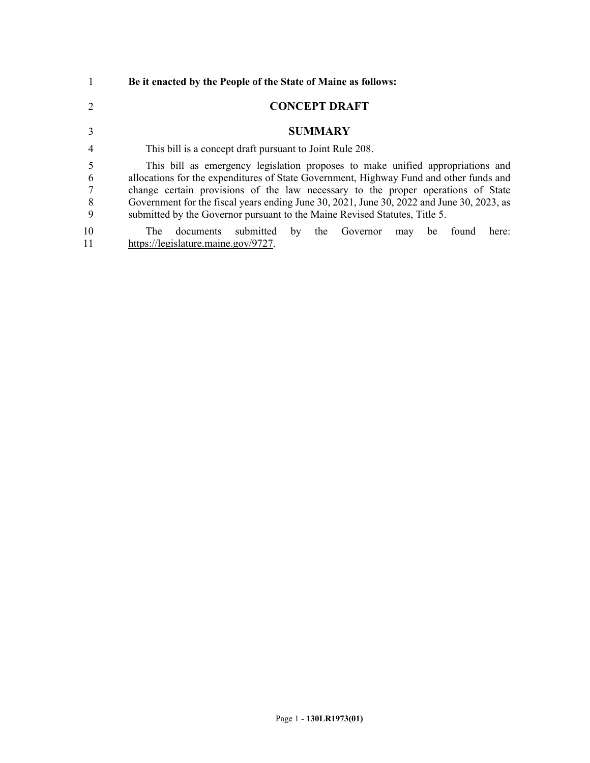**Be it enacted by the People of the State of Maine as follows:**

## CONCEPT DRAFT

## SUMMARY

This bill is a concept draft pursuant to Joint Rule 208.

This bill as emergency legislation proposes to make unified appropriations and allocations for the expenditures of State Government, Highway Fund and other funds and change certain provisions of the law necessary to the proper operations of State Government for the fiscal years ending June 30, 2021, June 30, 2022 and June 30, 2023, as submitted by the Governor pursuant to the Maine Revised Statutes, Title 5.

The documents submitted by the Governor may be found here: https://legislature.maine.gov/9727.